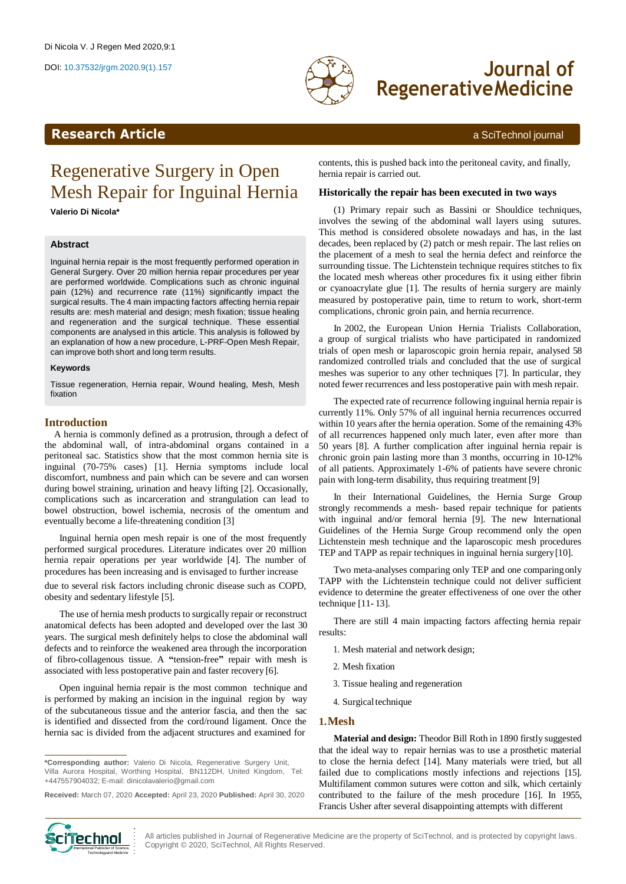Di Nicola V. J Regen Med 2020,9:1

DOI: 10.37532/jrgm.2020.9(1).157

Journal of Regenerative Medicine

Research Article

a SciTechnol journal

# Regenerative Surgery in Open Mesh Repair for Inguinal Hernia

**Valerio Di Nicola***

### Abstract

Inguinal hernia repair is the most frequently performed operation in General Surgery. Over 20 million hernia repair procedures per year are performed worldwide. Complications such as chronic inguinal pain (12%) and recurrence rate (11%) significantly impact the surgical results. The 4 main impacting factors affecting hernia repair results are: mesh material and design; mesh fixation; tissue healing and regeneration and the surgical technique. These essential components are analysed in this article. This analysis is followed by an explanation of how a new procedure, L-PRF-Open Mesh Repair, can improve both short and long term results.

### Keywords

Tissue regeneration, Hernia repair, Wound healing, Mesh, Mesh fixation

## Introduction

A hernia is commonly defined as a protrusion, through a defect of the abdominal wall, of intra-abdominal organs contained in a peritoneal sac. Statistics show that the most common hernia site is inguinal (70-75% cases) [1]. Hernia symptoms include local discomfort, numbness and pain which can be severe and can worsen during bowel straining, urination and heavy lifting [2]. Occasionally, complications such as incarceration and strangulation can lead to bowel obstruction, bowel ischemia, necrosis of the omentum and eventually become a life-threatening condition [3]

Inguinal hernia open mesh repair is one of the most frequently performed surgical procedures. Literature indicates over 20 million hernia repair operations per year worldwide [4]. The number of procedures has been increasing and is envisaged to further increase due to several risk factors including chronic disease such as COPD, obesity and sedentary lifestyle [5].

The use of hernia mesh products to surgically repair or reconstruct anatomical defects has been adopted and developed over the last 30 years. The surgical mesh definitely helps to close the abdominal wall defects and to reinforce the weakened area through the incorporation of fibro-collagenous tissue. A **"**tension-free**"** repair with mesh is associated with less postoperative pain and faster recovery [6].

Open inguinal hernia repair is the most common technique and is performed by making an incision in the inguinal region by way of the subcutaneous tissue and the anterior fascia, and then the sac is identified and dissected from the cord/round ligament. Once the hernia sac is divided from the adjacent structures and examined for contents, this is pushed back into the peritoneal cavity, and finally, hernia repair is carried out.

### Historically the repair has been executed in two ways

(1) Primary repair such as Bassini or Shouldice techniques, involves the sewing of the abdominal wall layers using sutures. This method is considered obsolete nowadays and has, in the last decades, been replaced by (2) patch or mesh repair. The last relies on the placement of a mesh to seal the hernia defect and reinforce the surrounding tissue. The Lichtenstein technique requires stitches to fix the located mesh whereas other procedures fix it using either fibrin or cyanoacrylate glue [1]. The results of hernia surgery are mainly measured by postoperative pain, time to return to work, short-term complications, chronic groin pain, and hernia recurrence.

In 2002, the European Union Hernia Trialists Collaboration, a group of surgical trialists who have participated in randomized trials of open mesh or laparoscopic groin hernia repair, analysed 58 randomized controlled trials and concluded that the use of surgical meshes was superior to any other techniques [7]. In particular, they noted fewer recurrences and less postoperative pain with mesh repair.

The expected rate of recurrence following inguinal hernia repair is currently 11%. Only 57% of all inguinal hernia recurrences occurred within 10 years after the hernia operation. Some of the remaining 43% of all recurrences happened only much later, even after more than 50 years [8]. A further complication after inguinal hernia repair is chronic groin pain lasting more than 3 months, occurring in 10-12% of all patients. Approximately 1-6% of patients have severe chronic pain with long-term disability, thus requiring treatment [9]

In their International Guidelines, the Hernia Surge Group strongly recommends a mesh- based repair technique for patients with inguinal and/or femoral hernia [9]. The new International Guidelines of the Hernia Surge Group recommend only the open Lichtenstein mesh technique and the laparoscopic mesh procedures TEP and TAPP as repair techniques in inguinal hernia surgery [10].

Two meta-analyses comparing only TEP and one comparing only TAPP with the Lichtenstein technique could not deliver sufficient evidence to determine the greater effectiveness of one over the other technique [11- 13].

There are still 4 main impacting factors affecting hernia repair results:

1. Mesh material and network design;
2. Mesh fixation
3. Tissue healing and regeneration
4. Surgical technique

## 1. Mesh

**Material and design:** Theodor Bill Roth in 1890 firstly suggested that the ideal way to repair hernias was to use a prosthetic material to close the hernia defect [14]. Many materials were tried, but all failed due to complications mostly infections and rejections [15]. Multifilament common sutures were cotton and silk, which certainly contributed to the failure of the mesh procedure [16]. In 1955, Francis Usher after several disappointing attempts with different

---

***Corresponding author:** Valerio Di Nicola, Regenerative Surgery Unit, Villa Aurora Hospital, Worthing Hospital, BN112DH, United Kingdom, Tel: +447557904032; E-mail: dinicolavalerio@gmail.com

**Received:** March 07, 2020 **Accepted:** April 23, 2020 **Published:** April 30, 2020

All articles published in Journal of Regenerative Medicine are the property of SciTechnol, and is protected by copyright laws. Copyright © 2020, SciTechnol, All Rights Reserved.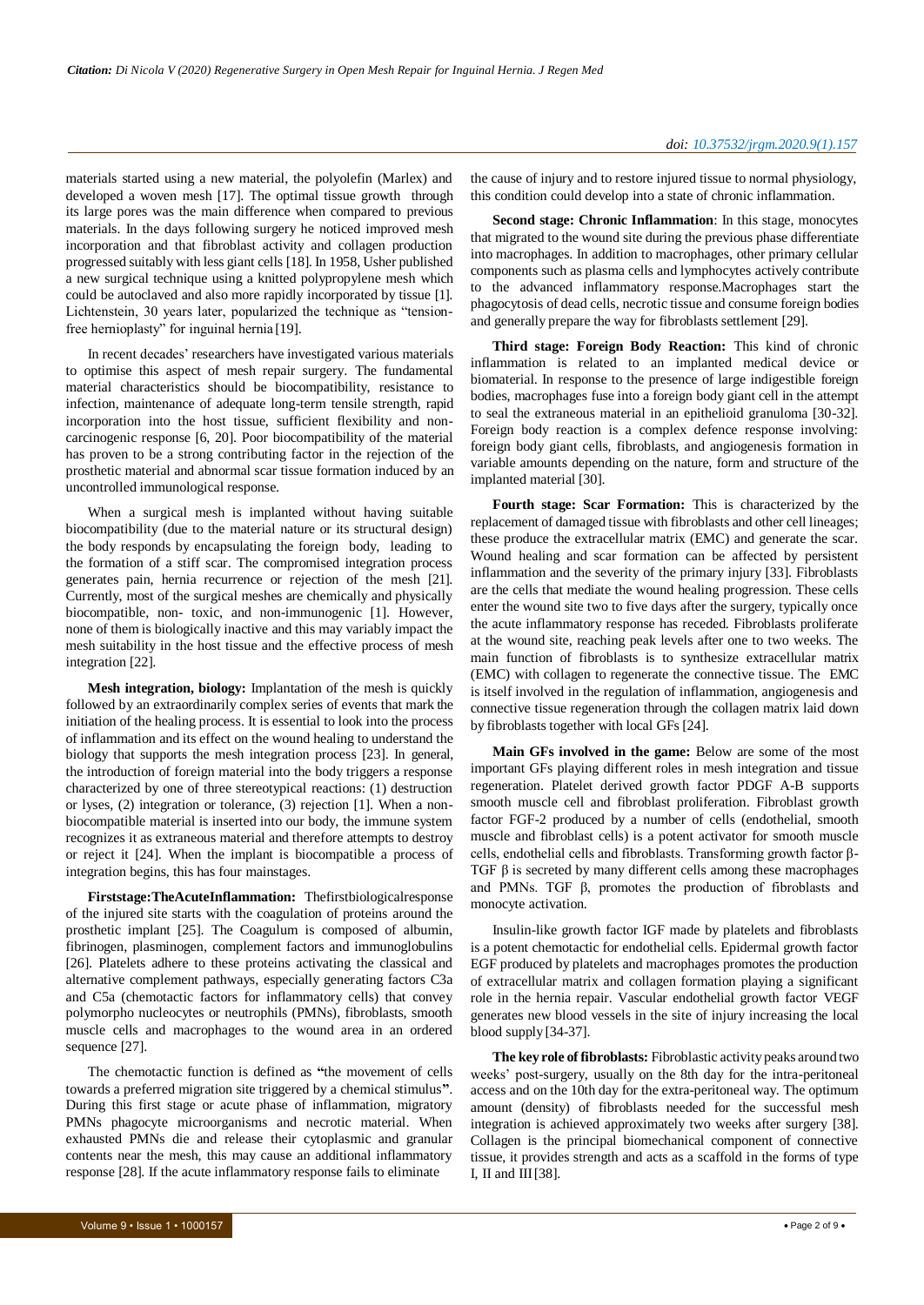materials started using a new material, the polyolefin (Marlex) and developed a woven mesh [17]. The optimal tissue growth through its large pores was the main difference when compared to previous materials. In the days following surgery he noticed improved mesh incorporation and that fibroblast activity and collagen production progressed suitably with less giant cells [18]. In 1958, Usher published a new surgical technique using a knitted polypropylene mesh which could be autoclaved and also more rapidly incorporated by tissue [1]. Lichtenstein, 30 years later, popularized the technique as "tension-free hernioplasty" for inguinal hernia [19].

In recent decades' researchers have investigated various materials to optimise this aspect of mesh repair surgery. The fundamental material characteristics should be biocompatibility, resistance to infection, maintenance of adequate long-term tensile strength, rapid incorporation into the host tissue, sufficient flexibility and non-carcinogenic response [6, 20]. Poor biocompatibility of the material has proven to be a strong contributing factor in the rejection of the prosthetic material and abnormal scar tissue formation induced by an uncontrolled immunological response.

When a surgical mesh is implanted without having suitable biocompatibility (due to the material nature or its structural design) the body responds by encapsulating the foreign body, leading to the formation of a stiff scar. The compromised integration process generates pain, hernia recurrence or rejection of the mesh [21]. Currently, most of the surgical meshes are chemically and physically biocompatible, non- toxic, and non-immunogenic [1]. However, none of them is biologically inactive and this may variably impact the mesh suitability in the host tissue and the effective process of mesh integration [22].

**Mesh integration, biology:** Implantation of the mesh is quickly followed by an extraordinarily complex series of events that mark the initiation of the healing process. It is essential to look into the process of inflammation and its effect on the wound healing to understand the biology that supports the mesh integration process [23]. In general, the introduction of foreign material into the body triggers a response characterized by one of three stereotypical reactions: (1) destruction or lyses, (2) integration or tolerance, (3) rejection [1]. When a non-biocompatible material is inserted into our body, the immune system recognizes it as extraneous material and therefore attempts to destroy or reject it [24]. When the implant is biocompatible a process of integration begins, this has four mainstages.

**Firststage:TheAcuteInflammation:** Thefirstbiologicalresponse of the injured site starts with the coagulation of proteins around the prosthetic implant [25]. The Coagulum is composed of albumin, fibrinogen, plasminogen, complement factors and immunoglobulins [26]. Platelets adhere to these proteins activating the classical and alternative complement pathways, especially generating factors C3a and C5a (chemotactic factors for inflammatory cells) that convey polymorpho nucleocytes or neutrophils (PMNs), fibroblasts, smooth muscle cells and macrophages to the wound area in an ordered sequence [27].

The chemotactic function is defined as **"**the movement of cells towards a preferred migration site triggered by a chemical stimulus**"**. During this first stage or acute phase of inflammation, migratory PMNs phagocyte microorganisms and necrotic material. When exhausted PMNs die and release their cytoplasmic and granular contents near the mesh, this may cause an additional inflammatory response [28]. If the acute inflammatory response fails to eliminate the cause of injury and to restore injured tissue to normal physiology, this condition could develop into a state of chronic inflammation.

**Second stage: Chronic Inflammation**: In this stage, monocytes that migrated to the wound site during the previous phase differentiate into macrophages. In addition to macrophages, other primary cellular components such as plasma cells and lymphocytes actively contribute to the advanced inflammatory response.Macrophages start the phagocytosis of dead cells, necrotic tissue and consume foreign bodies and generally prepare the way for fibroblasts settlement [29].

**Third stage: Foreign Body Reaction:** This kind of chronic inflammation is related to an implanted medical device or biomaterial. In response to the presence of large indigestible foreign bodies, macrophages fuse into a foreign body giant cell in the attempt to seal the extraneous material in an epithelioid granuloma [30-32]. Foreign body reaction is a complex defence response involving: foreign body giant cells, fibroblasts, and angiogenesis formation in variable amounts depending on the nature, form and structure of the implanted material [30].

**Fourth stage: Scar Formation:** This is characterized by the replacement of damaged tissue with fibroblasts and other cell lineages; these produce the extracellular matrix (EMC) and generate the scar. Wound healing and scar formation can be affected by persistent inflammation and the severity of the primary injury [33]. Fibroblasts are the cells that mediate the wound healing progression. These cells enter the wound site two to five days after the surgery, typically once the acute inflammatory response has receded. Fibroblasts proliferate at the wound site, reaching peak levels after one to two weeks. The main function of fibroblasts is to synthesize extracellular matrix (EMC) with collagen to regenerate the connective tissue. The EMC is itself involved in the regulation of inflammation, angiogenesis and connective tissue regeneration through the collagen matrix laid down by fibroblasts together with local GFs [24].

**Main GFs involved in the game:** Below are some of the most important GFs playing different roles in mesh integration and tissue regeneration. Platelet derived growth factor PDGF A-B supports smooth muscle cell and fibroblast proliferation. Fibroblast growth factor FGF-2 produced by a number of cells (endothelial, smooth muscle and fibroblast cells) is a potent activator for smooth muscle cells, endothelial cells and fibroblasts. Transforming growth factor β-TGF β is secreted by many different cells among these macrophages and PMNs. TGF β, promotes the production of fibroblasts and monocyte activation.

Insulin-like growth factor IGF made by platelets and fibroblasts is a potent chemotactic for endothelial cells. Epidermal growth factor EGF produced by platelets and macrophages promotes the production of extracellular matrix and collagen formation playing a significant role in the hernia repair. Vascular endothelial growth factor VEGF generates new blood vessels in the site of injury increasing the local blood supply [34-37].

**The key role of fibroblasts:** Fibroblastic activity peaks around two weeks' post-surgery, usually on the 8th day for the intra-peritoneal access and on the 10th day for the extra-peritoneal way. The optimum amount (density) of fibroblasts needed for the successful mesh integration is achieved approximately two weeks after surgery [38]. Collagen is the principal biomechanical component of connective tissue, it provides strength and acts as a scaffold in the forms of type I, II and III [38].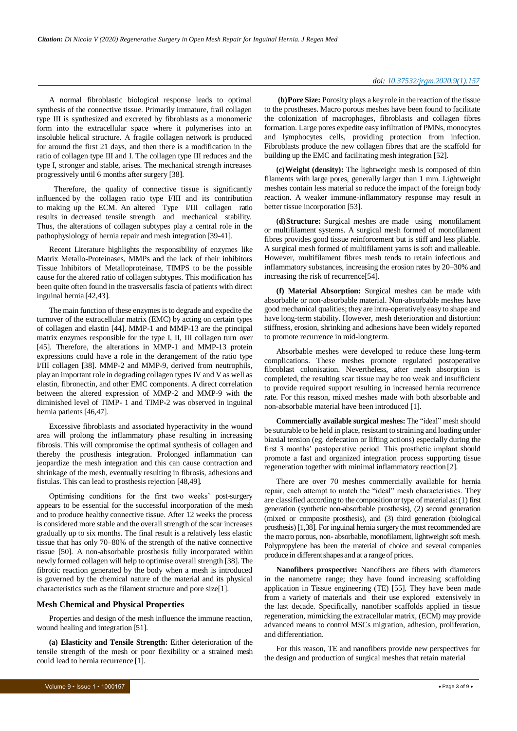A normal fibroblastic biological response leads to optimal synthesis of the connective tissue. Primarily immature, frail collagen type III is synthesized and excreted by fibroblasts as a monomeric form into the extracellular space where it polymerises into an insoluble helical structure. A fragile collagen network is produced for around the first 21 days, and then there is a modification in the ratio of collagen type III and I. The collagen type III reduces and the type I, stronger and stable, arises. The mechanical strength increases progressively until 6 months after surgery [38].

Therefore, the quality of connective tissue is significantly influenced by the collagen ratio type I/III and its contribution to making up the ECM. An altered Type I/III collagen ratio results in decreased tensile strength and mechanical stability. Thus, the alterations of collagen subtypes play a central role in the pathophysiology of hernia repair and mesh integration [39-41].

Recent Literature highlights the responsibility of enzymes like Matrix Metallo-Proteinases, MMPs and the lack of their inhibitors Tissue Inhibitors of Metalloproteinase, TIMPS to be the possible cause for the altered ratio of collagen subtypes. This modification has been quite often found in the trasversalis fascia of patients with direct inguinal hernia [42,43].

The main function of these enzymes is to degrade and expedite the turnover of the extracellular matrix (EMC) by acting on certain types of collagen and elastin [44]. MMP-1 and MMP-13 are the principal matrix enzymes responsible for the type I, II, III collagen turn over [45]. Therefore, the alterations in MMP-1 and MMP-13 protein expressions could have a role in the derangement of the ratio type I/III collagen [38]. MMP-2 and MMP-9, derived from neutrophils, play an important role in degrading collagen types IV and V as well as elastin, fibronectin, and other EMC components. A direct correlation between the altered expression of MMP-2 and MMP-9 with the diminished level of TIMP- 1 and TIMP-2 was observed in inguinal hernia patients [46,47].

Excessive fibroblasts and associated hyperactivity in the wound area will prolong the inflammatory phase resulting in increasing fibrosis. This will compromise the optimal synthesis of collagen and thereby the prosthesis integration. Prolonged inflammation can jeopardize the mesh integration and this can cause contraction and shrinkage of the mesh, eventually resulting in fibrosis, adhesions and fistulas. This can lead to prosthesis rejection [48,49].

Optimising conditions for the first two weeks' post-surgery appears to be essential for the successful incorporation of the mesh and to produce healthy connective tissue. After 12 weeks the process is considered more stable and the overall strength of the scar increases gradually up to six months. The final result is a relatively less elastic tissue that has only 70–80% of the strength of the native connective tissue [50]. A non-absorbable prosthesis fully incorporated within newly formed collagen will help to optimise overall strength [38]. The fibrotic reaction generated by the body when a mesh is introduced is governed by the chemical nature of the material and its physical characteristics such as the filament structure and pore size [1].

## Mesh Chemical and Physical Properties

Properties and design of the mesh influence the immune reaction, wound healing and integration [51].

**(a) Elasticity and Tensile Strength:** Either deterioration of the tensile strength of the mesh or poor flexibility or a strained mesh could lead to hernia recurrence [1].

**(b) Pore Size:** Porosity plays a key role in the reaction of the tissue to the prostheses. Macro porous meshes have been found to facilitate the colonization of macrophages, fibroblasts and collagen fibres formation. Large pores expedite easy infiltration of PMNs, monocytes and lymphocytes cells, providing protection from infection. Fibroblasts produce the new collagen fibres that are the scaffold for building up the EMC and facilitating mesh integration [52].

**(c) Weight (density):** The lightweight mesh is composed of thin filaments with large pores, generally larger than 1 mm. Lightweight meshes contain less material so reduce the impact of the foreign body reaction. A weaker immune-inflammatory response may result in better tissue incorporation [53].

**(d) Structure:** Surgical meshes are made using monofilament or multifilament systems. A surgical mesh formed of monofilament fibres provides good tissue reinforcement but is stiff and less pliable. A surgical mesh formed of multifilament yarns is soft and malleable. However, multifilament fibres mesh tends to retain infectious and inflammatory substances, increasing the erosion rates by 20–30% and increasing the risk of recurrence [54].

**(f) Material Absorption:** Surgical meshes can be made with absorbable or non-absorbable material. Non-absorbable meshes have good mechanical qualities; they are intra-operatively easy to shape and have long-term stability. However, mesh deterioration and distortion: stiffness, erosion, shrinking and adhesions have been widely reported to promote recurrence in mid-long term.

Absorbable meshes were developed to reduce these long-term complications. These meshes promote regulated postoperative fibroblast colonisation. Nevertheless, after mesh absorption is completed, the resulting scar tissue may be too weak and insufficient to provide required support resulting in increased hernia recurrence rate. For this reason, mixed meshes made with both absorbable and non-absorbable material have been introduced [1].

**Commercially available surgical meshes:** The "ideal" mesh should be suturable to be held in place, resistant to straining and loading under biaxial tension (eg. defecation or lifting actions) especially during the first 3 months' postoperative period. This prosthetic implant should promote a fast and organized integration process supporting tissue regeneration together with minimal inflammatory reaction [2].

There are over 70 meshes commercially available for hernia repair, each attempt to match the "ideal" mesh characteristics. They are classified according to the composition or type of material as: (1) first generation (synthetic non-absorbable prosthesis), (2) second generation (mixed or composite prosthesis), and (3) third generation (biological prosthesis) [1,38]. For inguinal hernia surgery the most recommended are the macro porous, non- absorbable, monofilament, lightweight soft mesh. Polypropylene has been the material of choice and several companies produce in different shapes and at a range of prices.

**Nanofibers prospective:** Nanofibers are fibers with diameters in the nanometre range; they have found increasing scaffolding application in Tissue engineering (TE) [55]. They have been made from a variety of materials and their use explored extensively in the last decade. Specifically, nanofiber scaffolds applied in tissue regeneration, mimicking the extracellular matrix, (ECM) may provide advanced means to control MSCs migration, adhesion, proliferation, and differentiation.

For this reason, TE and nanofibers provide new perspectives for the design and production of surgical meshes that retain material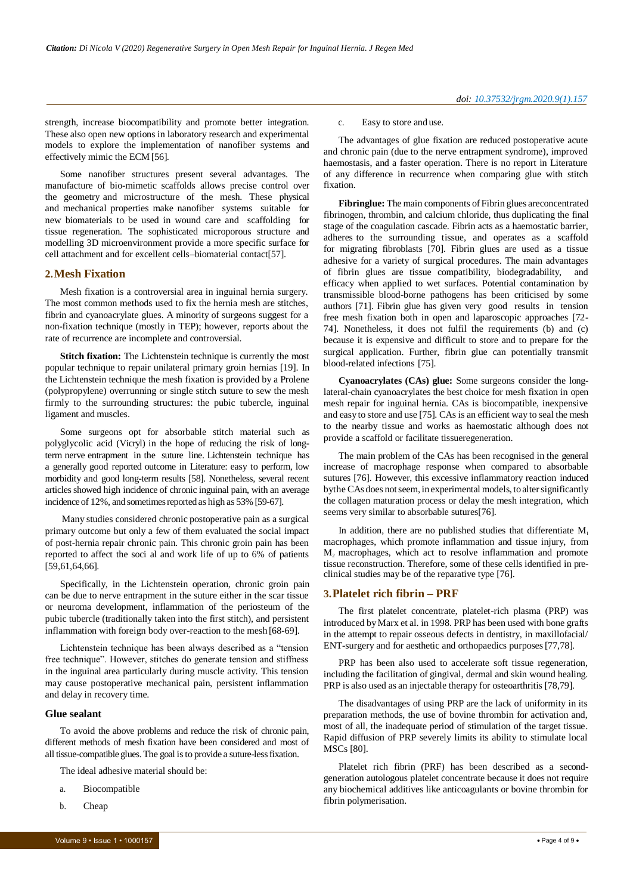strength, increase biocompatibility and promote better integration. These also open new options in laboratory research and experimental models to explore the implementation of nanofiber systems and effectively mimic the ECM [56].

Some nanofiber structures present several advantages. The manufacture of bio-mimetic scaffolds allows precise control over the geometry and microstructure of the mesh. These physical and mechanical properties make nanofiber systems suitable for new biomaterials to be used in wound care and scaffolding for tissue regeneration. The sophisticated microporous structure and modelling 3D microenvironment provide a more specific surface for cell attachment and for excellent cells–biomaterial contact[57].

## 2. Mesh Fixation

Mesh fixation is a controversial area in inguinal hernia surgery. The most common methods used to fix the hernia mesh are stitches, fibrin and cyanoacrylate glues. A minority of surgeons suggest for a non-fixation technique (mostly in TEP); however, reports about the rate of recurrence are incomplete and controversial.

**Stitch fixation:** The Lichtenstein technique is currently the most popular technique to repair unilateral primary groin hernias [19]. In the Lichtenstein technique the mesh fixation is provided by a Prolene (polypropylene) overrunning or single stitch suture to sew the mesh firmly to the surrounding structures: the pubic tubercle, inguinal ligament and muscles.

Some surgeons opt for absorbable stitch material such as polyglycolic acid (Vicryl) in the hope of reducing the risk of long-term nerve entrapment in the suture line. Lichtenstein technique has a generally good reported outcome in Literature: easy to perform, low morbidity and good long-term results [58]. Nonetheless, several recent articles showed high incidence of chronic inguinal pain, with an average incidence of 12%, and sometimes reported as high as 53% [59-67].

Many studies considered chronic postoperative pain as a surgical primary outcome but only a few of them evaluated the social impact of post-hernia repair chronic pain. This chronic groin pain has been reported to affect the soci al and work life of up to 6% of patients [59,61,64,66].

Specifically, in the Lichtenstein operation, chronic groin pain can be due to nerve entrapment in the suture either in the scar tissue or neuroma development, inflammation of the periosteum of the pubic tubercle (traditionally taken into the first stitch), and persistent inflammation with foreign body over-reaction to the mesh [68-69].

Lichtenstein technique has been always described as a "tension free technique". However, stitches do generate tension and stiffness in the inguinal area particularly during muscle activity. This tension may cause postoperative mechanical pain, persistent inflammation and delay in recovery time.

### Glue sealant

To avoid the above problems and reduce the risk of chronic pain, different methods of mesh fixation have been considered and most of all tissue-compatible glues. The goal is to provide a suture-less fixation.

The ideal adhesive material should be:

a. Biocompatible
b. Cheap
c. Easy to store and use.

The advantages of glue fixation are reduced postoperative acute and chronic pain (due to the nerve entrapment syndrome), improved haemostasis, and a faster operation. There is no report in Literature of any difference in recurrence when comparing glue with stitch fixation.

**Fibringlue:** The main components of Fibrin glues areconcentrated fibrinogen, thrombin, and calcium chloride, thus duplicating the final stage of the coagulation cascade. Fibrin acts as a haemostatic barrier, adheres to the surrounding tissue, and operates as a scaffold for migrating fibroblasts [70]. Fibrin glues are used as a tissue adhesive for a variety of surgical procedures. The main advantages of fibrin glues are tissue compatibility, biodegradability, and efficacy when applied to wet surfaces. Potential contamination by transmissible blood-borne pathogens has been criticised by some authors [71]. Fibrin glue has given very good results in tension free mesh fixation both in open and laparoscopic approaches [72-74]. Nonetheless, it does not fulfil the requirements (b) and (c) because it is expensive and difficult to store and to prepare for the surgical application. Further, fibrin glue can potentially transmit blood-related infections [75].

**Cyanoacrylates (CAs) glue:** Some surgeons consider the long-lateral-chain cyanoacrylates the best choice for mesh fixation in open mesh repair for inguinal hernia. CAs is biocompatible, inexpensive and easy to store and use [75]. CAs is an efficient way to seal the mesh to the nearby tissue and works as haemostatic although does not provide a scaffold or facilitate tissueregeneration.

The main problem of the CAs has been recognised in the general increase of macrophage response when compared to absorbable sutures [76]. However, this excessive inflammatory reaction induced bythe CAs does not seem, in experimental models, to alter significantly the collagen maturation process or delay the mesh integration, which seems very similar to absorbable sutures[76].

In addition, there are no published studies that differentiate $M_1$ macrophages, which promote inflammation and tissue injury, from $M_2$ macrophages, which act to resolve inflammation and promote tissue reconstruction. Therefore, some of these cells identified in pre-clinical studies may be of the reparative type [76].

## 3. Platelet rich fibrin – PRF

The first platelet concentrate, platelet-rich plasma (PRP) was introduced by Marx et al. in 1998. PRP has been used with bone grafts in the attempt to repair osseous defects in dentistry, in maxillofacial/ ENT-surgery and for aesthetic and orthopaedics purposes [77,78].

PRP has been also used to accelerate soft tissue regeneration, including the facilitation of gingival, dermal and skin wound healing. PRP is also used as an injectable therapy for osteoarthritis [78,79].

The disadvantages of using PRP are the lack of uniformity in its preparation methods, the use of bovine thrombin for activation and, most of all, the inadequate period of stimulation of the target tissue. Rapid diffusion of PRP severely limits its ability to stimulate local MSCs [80].

Platelet rich fibrin (PRF) has been described as a second-generation autologous platelet concentrate because it does not require any biochemical additives like anticoagulants or bovine thrombin for fibrin polymerisation.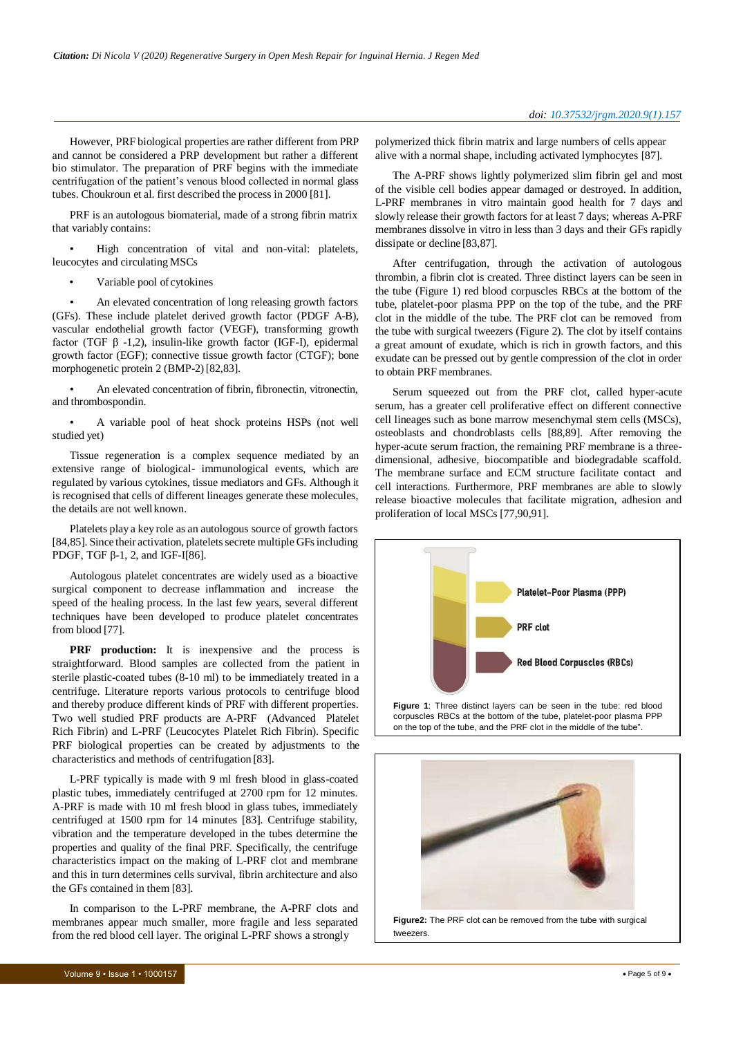However, PRF biological properties are rather different from PRP and cannot be considered a PRP development but rather a different bio stimulator. The preparation of PRF begins with the immediate centrifugation of the patient's venous blood collected in normal glass tubes. Choukroun et al. first described the process in 2000 [81].

PRF is an autologous biomaterial, made of a strong fibrin matrix that variably contains:

- High concentration of vital and non-vital: platelets, leucocytes and circulating MSCs
- Variable pool of cytokines
- An elevated concentration of long releasing growth factors (GFs). These include platelet derived growth factor (PDGF A-B), vascular endothelial growth factor (VEGF), transforming growth factor (TGF β -1,2), insulin-like growth factor (IGF-I), epidermal growth factor (EGF); connective tissue growth factor (CTGF); bone morphogenetic protein 2 (BMP-2) [82,83].
- An elevated concentration of fibrin, fibronectin, vitronectin, and thrombospondin.
- A variable pool of heat shock proteins HSPs (not well studied yet)

Tissue regeneration is a complex sequence mediated by an extensive range of biological- immunological events, which are regulated by various cytokines, tissue mediators and GFs. Although it is recognised that cells of different lineages generate these molecules, the details are not well known.

Platelets play a key role as an autologous source of growth factors [84,85]. Since their activation, platelets secrete multiple GFs including PDGF, TGF β-1, 2, and IGF-I[86].

Autologous platelet concentrates are widely used as a bioactive surgical component to decrease inflammation and increase the speed of the healing process. In the last few years, several different techniques have been developed to produce platelet concentrates from blood [77].

**PRF production:** It is inexpensive and the process is straightforward. Blood samples are collected from the patient in sterile plastic-coated tubes (8-10 ml) to be immediately treated in a centrifuge. Literature reports various protocols to centrifuge blood and thereby produce different kinds of PRF with different properties. Two well studied PRF products are A-PRF (Advanced Platelet Rich Fibrin) and L-PRF (Leucocytes Platelet Rich Fibrin). Specific PRF biological properties can be created by adjustments to the characteristics and methods of centrifugation [83].

L-PRF typically is made with 9 ml fresh blood in glass-coated plastic tubes, immediately centrifuged at 2700 rpm for 12 minutes. A-PRF is made with 10 ml fresh blood in glass tubes, immediately centrifuged at 1500 rpm for 14 minutes [83]. Centrifuge stability, vibration and the temperature developed in the tubes determine the properties and quality of the final PRF. Specifically, the centrifuge characteristics impact on the making of L-PRF clot and membrane and this in turn determines cells survival, fibrin architecture and also the GFs contained in them [83].

In comparison to the L-PRF membrane, the A-PRF clots and membranes appear much smaller, more fragile and less separated from the red blood cell layer. The original L-PRF shows a strongly polymerized thick fibrin matrix and large numbers of cells appear alive with a normal shape, including activated lymphocytes [87].

The A-PRF shows lightly polymerized slim fibrin gel and most of the visible cell bodies appear damaged or destroyed. In addition, L-PRF membranes in vitro maintain good health for 7 days and slowly release their growth factors for at least 7 days; whereas A-PRF membranes dissolve in vitro in less than 3 days and their GFs rapidly dissipate or decline [83,87].

After centrifugation, through the activation of autologous thrombin, a fibrin clot is created. Three distinct layers can be seen in the tube (Figure 1) red blood corpuscles RBCs at the bottom of the tube, platelet-poor plasma PPP on the top of the tube, and the PRF clot in the middle of the tube. The PRF clot can be removed from the tube with surgical tweezers (Figure 2). The clot by itself contains a great amount of exudate, which is rich in growth factors, and this exudate can be pressed out by gentle compression of the clot in order to obtain PRF membranes.

Serum squeezed out from the PRF clot, called hyper-acute serum, has a greater cell proliferative effect on different connective cell lineages such as bone marrow mesenchymal stem cells (MSCs), osteoblasts and chondroblasts cells [88,89]. After removing the hyper-acute serum fraction, the remaining PRF membrane is a three-dimensional, adhesive, biocompatible and biodegradable scaffold. The membrane surface and ECM structure facilitate contact and cell interactions. Furthermore, PRF membranes are able to slowly release bioactive molecules that facilitate migration, adhesion and proliferation of local MSCs [77,90,91].

Platelet-Poor Plasma (PPP)

PRF clot

Red Blood Corpuscles (RBCs)

**Figure 1**: Three distinct layers can be seen in the tube: red blood corpuscles RBCs at the bottom of the tube, platelet-poor plasma PPP on the top of the tube, and the PRF clot in the middle of the tube".

**Figure2:** The PRF clot can be removed from the tube with surgical tweezers.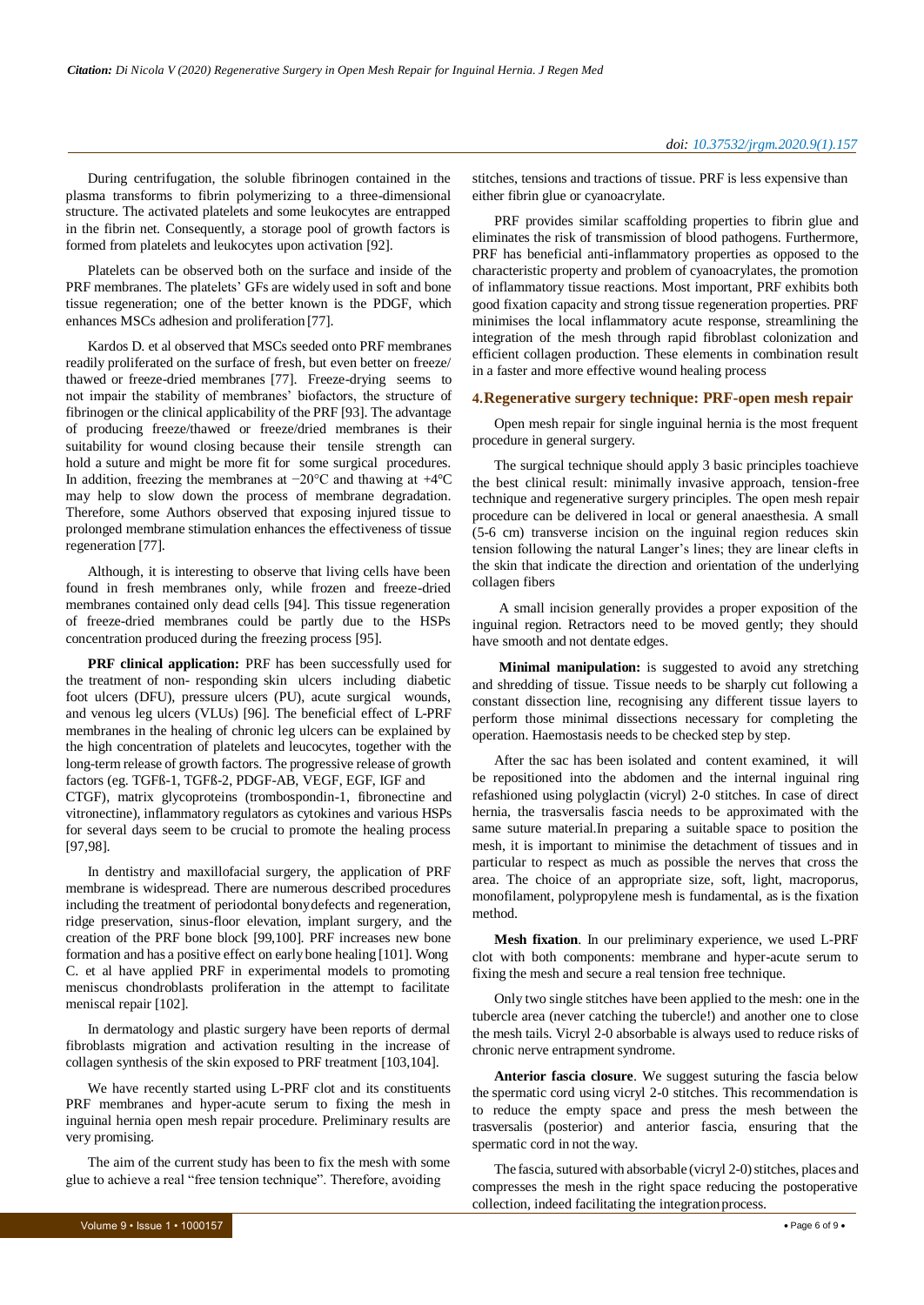During centrifugation, the soluble fibrinogen contained in the plasma transforms to fibrin polymerizing to a three-dimensional structure. The activated platelets and some leukocytes are entrapped in the fibrin net. Consequently, a storage pool of growth factors is formed from platelets and leukocytes upon activation [92].

Platelets can be observed both on the surface and inside of the PRF membranes. The platelets' GFs are widely used in soft and bone tissue regeneration; one of the better known is the PDGF, which enhances MSCs adhesion and proliferation [77].

Kardos D. et al observed that MSCs seeded onto PRF membranes readily proliferated on the surface of fresh, but even better on freeze/thawed or freeze-dried membranes [77]. Freeze-drying seems to not impair the stability of membranes' biofactors, the structure of fibrinogen or the clinical applicability of the PRF [93]. The advantage of producing freeze/thawed or freeze/dried membranes is their suitability for wound closing because their tensile strength can hold a suture and might be more fit for some surgical procedures. In addition, freezing the membranes at −20°C and thawing at +4°C may help to slow down the process of membrane degradation. Therefore, some Authors observed that exposing injured tissue to prolonged membrane stimulation enhances the effectiveness of tissue regeneration [77].

Although, it is interesting to observe that living cells have been found in fresh membranes only, while frozen and freeze-dried membranes contained only dead cells [94]. This tissue regeneration of freeze-dried membranes could be partly due to the HSPs concentration produced during the freezing process [95].

**PRF clinical application:** PRF has been successfully used for the treatment of non- responding skin ulcers including diabetic foot ulcers (DFU), pressure ulcers (PU), acute surgical wounds, and venous leg ulcers (VLUs) [96]. The beneficial effect of L-PRF membranes in the healing of chronic leg ulcers can be explained by the high concentration of platelets and leucocytes, together with the long-term release of growth factors. The progressive release of growth factors (eg. TGFß-1, TGFß-2, PDGF-AB, VEGF, EGF, IGF and CTGF), matrix glycoproteins (trombospondin-1, fibronectine and vitronectine), inflammatory regulators as cytokines and various HSPs for several days seem to be crucial to promote the healing process [97,98].

In dentistry and maxillofacial surgery, the application of PRF membrane is widespread. There are numerous described procedures including the treatment of periodontal bony defects and regeneration, ridge preservation, sinus-floor elevation, implant surgery, and the creation of the PRF bone block [99,100]. PRF increases new bone formation and has a positive effect on early bone healing [101]. Wong C. et al have applied PRF in experimental models to promoting meniscus chondroblasts proliferation in the attempt to facilitate meniscal repair [102].

In dermatology and plastic surgery have been reports of dermal fibroblasts migration and activation resulting in the increase of collagen synthesis of the skin exposed to PRF treatment [103,104].

We have recently started using L-PRF clot and its constituents PRF membranes and hyper-acute serum to fixing the mesh in inguinal hernia open mesh repair procedure. Preliminary results are very promising.

The aim of the current study has been to fix the mesh with some glue to achieve a real "free tension technique". Therefore, avoiding stitches, tensions and tractions of tissue. PRF is less expensive than either fibrin glue or cyanoacrylate.

PRF provides similar scaffolding properties to fibrin glue and eliminates the risk of transmission of blood pathogens. Furthermore, PRF has beneficial anti-inflammatory properties as opposed to the characteristic property and problem of cyanoacrylates, the promotion of inflammatory tissue reactions. Most important, PRF exhibits both good fixation capacity and strong tissue regeneration properties. PRF minimises the local inflammatory acute response, streamlining the integration of the mesh through rapid fibroblast colonization and efficient collagen production. These elements in combination result in a faster and more effective wound healing process

## 4. Regenerative surgery technique: PRF-open mesh repair

Open mesh repair for single inguinal hernia is the most frequent procedure in general surgery.

The surgical technique should apply 3 basic principles toachieve the best clinical result: minimally invasive approach, tension-free technique and regenerative surgery principles. The open mesh repair procedure can be delivered in local or general anaesthesia. A small (5-6 cm) transverse incision on the inguinal region reduces skin tension following the natural Langer's lines; they are linear clefts in the skin that indicate the direction and orientation of the underlying collagen fibers

A small incision generally provides a proper exposition of the inguinal region. Retractors need to be moved gently; they should have smooth and not dentate edges.

**Minimal manipulation:** is suggested to avoid any stretching and shredding of tissue. Tissue needs to be sharply cut following a constant dissection line, recognising any different tissue layers to perform those minimal dissections necessary for completing the operation. Haemostasis needs to be checked step by step.

After the sac has been isolated and content examined, it will be repositioned into the abdomen and the internal inguinal ring refashioned using polyglactin (vicryl) 2-0 stitches. In case of direct hernia, the trasversalis fascia needs to be approximated with the same suture material.In preparing a suitable space to position the mesh, it is important to minimise the detachment of tissues and in particular to respect as much as possible the nerves that cross the area. The choice of an appropriate size, soft, light, macroporus, monofilament, polypropylene mesh is fundamental, as is the fixation method.

**Mesh fixation**. In our preliminary experience, we used L-PRF clot with both components: membrane and hyper-acute serum to fixing the mesh and secure a real tension free technique.

Only two single stitches have been applied to the mesh: one in the tubercle area (never catching the tubercle!) and another one to close the mesh tails. Vicryl 2-0 absorbable is always used to reduce risks of chronic nerve entrapment syndrome.

**Anterior fascia closure**. We suggest suturing the fascia below the spermatic cord using vicryl 2-0 stitches. This recommendation is to reduce the empty space and press the mesh between the trasversalis (posterior) and anterior fascia, ensuring that the spermatic cord in not the way.

The fascia, sutured with absorbable (vicryl 2-0) stitches, places and compresses the mesh in the right space reducing the postoperative collection, indeed facilitating the integration process.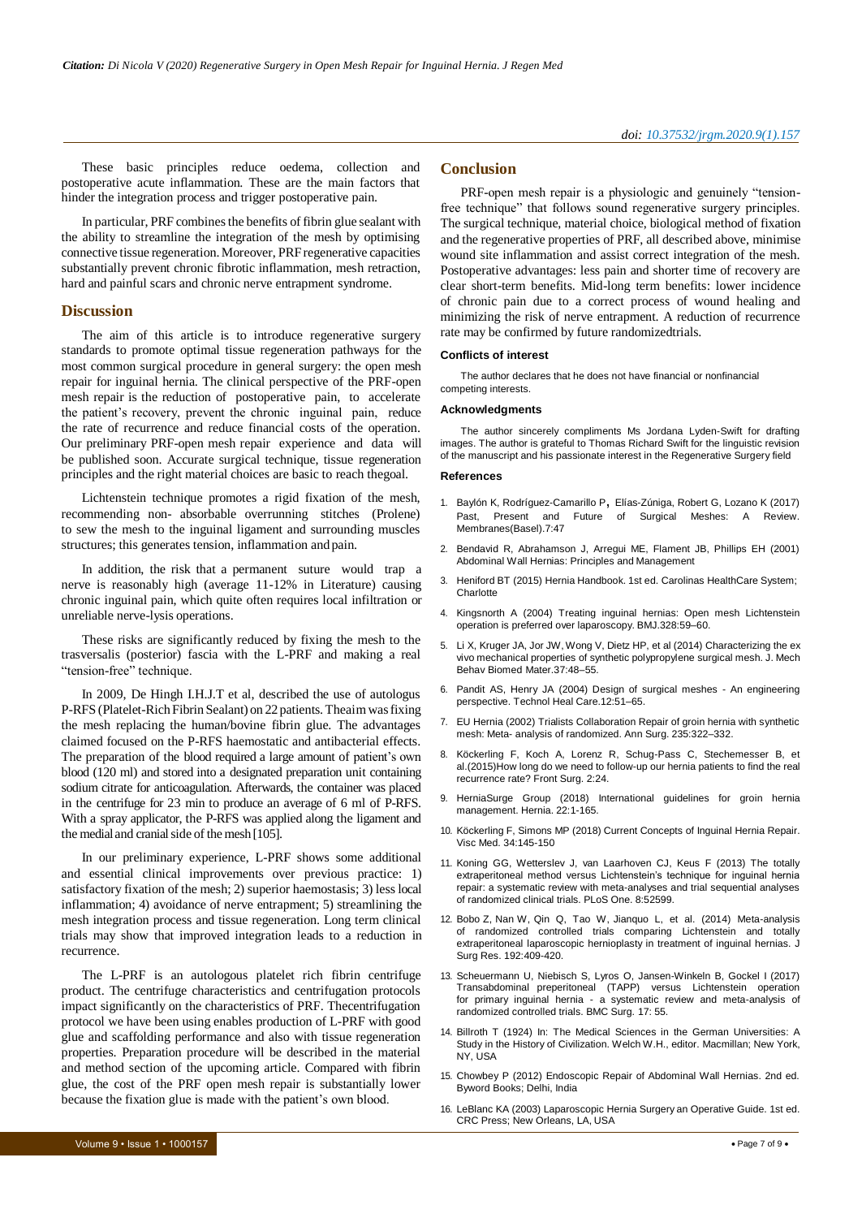These basic principles reduce oedema, collection and postoperative acute inflammation. These are the main factors that hinder the integration process and trigger postoperative pain.

In particular, PRF combines the benefits of fibrin glue sealant with the ability to streamline the integration of the mesh by optimising connective tissue regeneration. Moreover, PRF regenerative capacities substantially prevent chronic fibrotic inflammation, mesh retraction, hard and painful scars and chronic nerve entrapment syndrome.

## Discussion

The aim of this article is to introduce regenerative surgery standards to promote optimal tissue regeneration pathways for the most common surgical procedure in general surgery: the open mesh repair for inguinal hernia. The clinical perspective of the PRF-open mesh repair is the reduction of postoperative pain, to accelerate the patient's recovery, prevent the chronic inguinal pain, reduce the rate of recurrence and reduce financial costs of the operation. Our preliminary PRF-open mesh repair experience and data will be published soon. Accurate surgical technique, tissue regeneration principles and the right material choices are basic to reach thegoal.

Lichtenstein technique promotes a rigid fixation of the mesh, recommending non- absorbable overrunning stitches (Prolene) to sew the mesh to the inguinal ligament and surrounding muscles structures; this generates tension, inflammation and pain.

In addition, the risk that a permanent suture would trap a nerve is reasonably high (average 11-12% in Literature) causing chronic inguinal pain, which quite often requires local infiltration or unreliable nerve-lysis operations.

These risks are significantly reduced by fixing the mesh to the trasversalis (posterior) fascia with the L-PRF and making a real "tension-free" technique.

In 2009, De Hingh I.H.J.T et al, described the use of autologus P-RFS (Platelet-Rich Fibrin Sealant) on 22 patients. Theaim was fixing the mesh replacing the human/bovine fibrin glue. The advantages claimed focused on the P-RFS haemostatic and antibacterial effects. The preparation of the blood required a large amount of patient's own blood (120 ml) and stored into a designated preparation unit containing sodium citrate for anticoagulation. Afterwards, the container was placed in the centrifuge for 23 min to produce an average of 6 ml of P-RFS. With a spray applicator, the P-RFS was applied along the ligament and the medial and cranial side of the mesh [105].

In our preliminary experience, L-PRF shows some additional and essential clinical improvements over previous practice: 1) satisfactory fixation of the mesh; 2) superior haemostasis; 3) less local inflammation; 4) avoidance of nerve entrapment; 5) streamlining the mesh integration process and tissue regeneration. Long term clinical trials may show that improved integration leads to a reduction in recurrence.

The L-PRF is an autologous platelet rich fibrin centrifuge product. The centrifuge characteristics and centrifugation protocols impact significantly on the characteristics of PRF. Thecentrifugation protocol we have been using enables production of L-PRF with good glue and scaffolding performance and also with tissue regeneration properties. Preparation procedure will be described in the material and method section of the upcoming article. Compared with fibrin glue, the cost of the PRF open mesh repair is substantially lower because the fixation glue is made with the patient's own blood.

## Conclusion

PRF-open mesh repair is a physiologic and genuinely "tension-free technique" that follows sound regenerative surgery principles. The surgical technique, material choice, biological method of fixation and the regenerative properties of PRF, all described above, minimise wound site inflammation and assist correct integration of the mesh. Postoperative advantages: less pain and shorter time of recovery are clear short-term benefits. Mid-long term benefits: lower incidence of chronic pain due to a correct process of wound healing and minimizing the risk of nerve entrapment. A reduction of recurrence rate may be confirmed by future randomizedtrials.

### Conflicts of interest

The author declares that he does not have financial or nonfinancial competing interests.

### Acknowledgments

The author sincerely compliments Ms Jordana Lyden-Swift for drafting images. The author is grateful to Thomas Richard Swift for the linguistic revision of the manuscript and his passionate interest in the Regenerative Surgery field

### References

1. Baylón K, Rodríguez-Camarillo P, Elías-Zúniga, Robert G, Lozano K (2017) Past, Present and Future of Surgical Meshes: A Review. Membranes(Basel).7:47
2. Bendavid R, Abrahamson J, Arregui ME, Flament JB, Phillips EH (2001) Abdominal Wall Hernias: Principles and Management
3. Heniford BT (2015) Hernia Handbook. 1st ed. Carolinas HealthCare System; Charlotte
4. Kingsnorth A (2004) Treating inguinal hernias: Open mesh Lichtenstein operation is preferred over laparoscopy. BMJ.328:59–60.
5. Li X, Kruger JA, Jor JW, Wong V, Dietz HP, et al (2014) Characterizing the ex vivo mechanical properties of synthetic polypropylene surgical mesh. J. Mech Behav Biomed Mater.37:48–55.
6. Pandit AS, Henry JA (2004) Design of surgical meshes - An engineering perspective. Technol Heal Care.12:51–65.
7. EU Hernia (2002) Trialists Collaboration Repair of groin hernia with synthetic mesh: Meta- analysis of randomized. Ann Surg. 235:322–332.
8. Köckerling F, Koch A, Lorenz R, Schug-Pass C, Stechemesser B, et al.(2015)How long do we need to follow-up our hernia patients to find the real recurrence rate? Front Surg. 2:24.
9. HerniaSurge Group (2018) International guidelines for groin hernia management. Hernia. 22:1-165.
10. Köckerling F, Simons MP (2018) Current Concepts of Inguinal Hernia Repair. Visc Med. 34:145-150
11. Koning GG, Wetterslev J, van Laarhoven CJ, Keus F (2013) The totally extraperitoneal method versus Lichtenstein's technique for inguinal hernia repair: a systematic review with meta-analyses and trial sequential analyses of randomized clinical trials. PLoS One. 8:52599.
12. Bobo Z, Nan W, Qin Q, Tao W, Jianquo L, et al. (2014) Meta-analysis of randomized controlled trials comparing Lichtenstein and totally extraperitoneal laparoscopic hernioplasty in treatment of inguinal hernias. J Surg Res. 192:409-420.
13. Scheuermann U, Niebisch S, Lyros O, Jansen-Winkeln B, Gockel I (2017) Transabdominal preperitoneal (TAPP) versus Lichtenstein operation for primary inguinal hernia - a systematic review and meta-analysis of randomized controlled trials. BMC Surg. 17: 55.
14. Billroth T (1924) In: The Medical Sciences in the German Universities: A Study in the History of Civilization. Welch W.H., editor. Macmillan; New York, NY, USA
15. Chowbey P (2012) Endoscopic Repair of Abdominal Wall Hernias. 2nd ed. Byword Books; Delhi, India
16. LeBlanc KA (2003) Laparoscopic Hernia Surgery an Operative Guide. 1st ed. CRC Press; New Orleans, LA, USA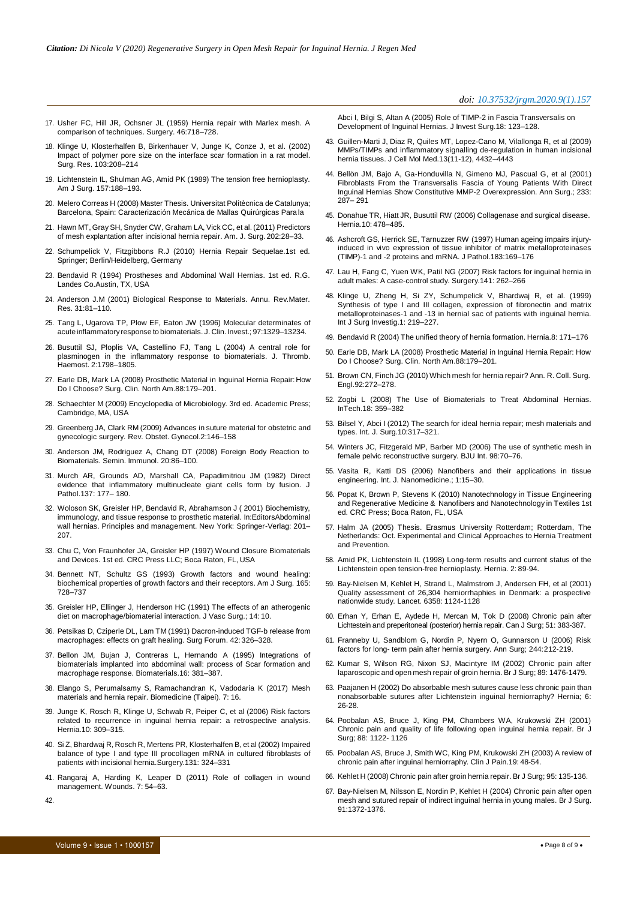17. Usher FC, Hill JR, Ochsner JL (1959) Hernia repair with Marlex mesh. A comparison of techniques. Surgery. 46:718–728.

18. Klinge U, Klosterhalfen B, Birkenhauer V, Junge K, Conze J, et al. (2002) Impact of polymer pore size on the interface scar formation in a rat model. Surg. Res. 103:208–214

19. Lichtenstein IL, Shulman AG, Amid PK (1989) The tension free hernioplasty. Am J Surg. 157:188–193.

20. Melero Correas H (2008) Master Thesis. Universitat Politècnica de Catalunya; Barcelona, Spain: Caracterización Mecánica de Mallas Quirúrgicas Para la

21. Hawn MT, Gray SH, Snyder CW, Graham LA, Vick CC, et al. (2011) Predictors of mesh explantation after incisional hernia repair. Am. J. Surg. 202:28–33.

22. Schumpelick V, Fitzgibbons R.J (2010) Hernia Repair Sequelae.1st ed. Springer; Berlin/Heidelberg, Germany

23. Bendavid R (1994) Prostheses and Abdominal Wall Hernias. 1st ed. R.G. Landes Co.Austin, TX, USA

24. Anderson J.M (2001) Biological Response to Materials. Annu. Rev.Mater. Res. 31:81–110.

25. Tang L, Ugarova TP, Plow EF, Eaton JW (1996) Molecular determinates of acute inflammatory response to biomaterials. J. Clin. Invest.; 97:1329–13234.

26. Busuttil SJ, Ploplis VA, Castellino FJ, Tang L (2004) A central role for plasminogen in the inflammatory response to biomaterials. J. Thromb. Haemost. 2:1798–1805.

27. Earle DB, Mark LA (2008) Prosthetic Material in Inguinal Hernia Repair: How Do I Choose? Surg. Clin. North Am.88:179–201.

28. Schaechter M (2009) Encyclopedia of Microbiology. 3rd ed. Academic Press; Cambridge, MA, USA

29. Greenberg JA, Clark RM (2009) Advances in suture material for obstetric and gynecologic surgery. Rev. Obstet. Gynecol.2:146–158

30. Anderson JM, Rodriguez A, Chang DT (2008) Foreign Body Reaction to Biomaterials. Semin. Immunol. 20:86–100.

31. Murch AR, Grounds AD, Marshall CA, Papadimitriou JM (1982) Direct evidence that inflammatory multinucleate giant cells form by fusion. J Pathol.137: 177– 180.

32. Woloson SK, Greisler HP, Bendavid R, Abrahamson J ( 2001) Biochemistry, immunology, and tissue response to prosthetic material. In:EditorsAbdominal wall hernias. Principles and management. New York: Springer-Verlag: 201–207.

33. Chu C, Von Fraunhofer JA, Greisler HP (1997) Wound Closure Biomaterials and Devices. 1st ed. CRC Press LLC; Boca Raton, FL, USA

34. Bennett NT, Schultz GS (1993) Growth factors and wound healing: biochemical properties of growth factors and their receptors. Am J Surg. 165: 728–737

35. Greisler HP, Ellinger J, Henderson HC (1991) The effects of an atherogenic diet on macrophage/biomaterial interaction. J Vasc Surg.; 14: 10.

36. Petsikas D, Cziperle DL, Lam TM (1991) Dacron-induced TGF-b release from macrophages: effects on graft healing. Surg Forum. 42: 326–328.

37. Bellon JM, Bujan J, Contreras L, Hernando A (1995) Integrations of biomaterials implanted into abdominal wall: process of Scar formation and macrophage response. Biomaterials.16: 381–387.

38. Elango S, Perumalsamy S, Ramachandran K, Vadodaria K (2017) Mesh materials and hernia repair. Biomedicine (Taipei). 7: 16.

39. Junge K, Rosch R, Klinge U, Schwab R, Peiper C, et al (2006) Risk factors related to recurrence in inguinal hernia repair: a retrospective analysis. Hernia.10: 309–315.

40. Si Z, Bhardwaj R, Rosch R, Mertens PR, Klosterhalfen B, et al (2002) Impaired balance of type I and type III procollagen mRNA in cultured fibroblasts of patients with incisional hernia.Surgery.131: 324–331

41. Rangaraj A, Harding K, Leaper D (2011) Role of collagen in wound management. Wounds. 7: 54–63.

42. Abci I, Bilgi S, Altan A (2005) Role of TIMP-2 in Fascia Transversalis on Development of Inguinal Hernias. J Invest Surg.18: 123–128.

43. Guillen-Marti J, Diaz R, Quiles MT, Lopez-Cano M, Vilallonga R, et al (2009) MMPs/TIMPs and inflammatory signalling de-regulation in human incisional hernia tissues. J Cell Mol Med.13(11-12), 4432–4443

44. Bellón JM, Bajo A, Ga-Honduvilla N, Gimeno MJ, Pascual G, et al (2001) Fibroblasts From the Transversalis Fascia of Young Patients With Direct Inguinal Hernias Show Constitutive MMP-2 Overexpression. Ann Surg.; 233: 287– 291

45. Donahue TR, Hiatt JR, Busuttil RW (2006) Collagenase and surgical disease. Hernia.10: 478–485.

46. Ashcroft GS, Herrick SE, Tarnuzzer RW (1997) Human ageing impairs injury-induced in vivo expression of tissue inhibitor of matrix metalloproteinases (TIMP)-1 and -2 proteins and mRNA. J Pathol.183:169–176

47. Lau H, Fang C, Yuen WK, Patil NG (2007) Risk factors for inguinal hernia in adult males: A case-control study. Surgery.141: 262–266

48. Klinge U, Zheng H, Si ZY, Schumpelick V, Bhardwaj R, et al. (1999) Synthesis of type I and III collagen, expression of fibronectin and matrix metalloproteinases-1 and -13 in hernial sac of patients with inguinal hernia. Int J Surg Investig.1: 219–227.

49. Bendavid R (2004) The unified theory of hernia formation. Hernia.8: 171–176

50. Earle DB, Mark LA (2008) Prosthetic Material in Inguinal Hernia Repair: How Do I Choose? Surg. Clin. North Am.88:179–201.

51. Brown CN, Finch JG (2010) Which mesh for hernia repair? Ann. R. Coll. Surg. Engl.92:272–278.

52. Zogbi L (2008) The Use of Biomaterials to Treat Abdominal Hernias. InTech.18: 359–382

53. Bilsel Y, Abci I (2012) The search for ideal hernia repair; mesh materials and types. Int. J. Surg.10:317–321.

54. Winters JC, Fitzgerald MP, Barber MD (2006) The use of synthetic mesh in female pelvic reconstructive surgery. BJU Int. 98:70–76.

55. Vasita R, Katti DS (2006) Nanofibers and their applications in tissue engineering. Int. J. Nanomedicine.; 1:15–30.

56. Popat K, Brown P, Stevens K (2010) Nanotechnology in Tissue Engineering and Regenerative Medicine & Nanofibers and Nanotechnology in Textiles 1st ed. CRC Press; Boca Raton, FL, USA

57. Halm JA (2005) Thesis. Erasmus University Rotterdam; Rotterdam, The Netherlands: Oct. Experimental and Clinical Approaches to Hernia Treatment and Prevention.

58. Amid PK, Lichtenstein IL (1998) Long-term results and current status of the Lichtenstein open tension-free hernioplasty. Hernia. 2: 89-94.

59. Bay-Nielsen M, Kehlet H, Strand L, Malmstrom J, Andersen FH, et al (2001) Quality assessment of 26,304 herniorrhaphies in Denmark: a prospective nationwide study. Lancet. 6358: 1124-1128

60. Erhan Y, Erhan E, Aydede H, Mercan M, Tok D (2008) Chronic pain after Lichtestein and preperitoneal (posterior) hernia repair. Can J Surg; 51: 383-387.

61. Franneby U, Sandblom G, Nordin P, Nyern O, Gunnarson U (2006) Risk factors for long- term pain after hernia surgery. Ann Surg; 244:212-219.

62. Kumar S, Wilson RG, Nixon SJ, Macintyre IM (2002) Chronic pain after laparoscopic and open mesh repair of groin hernia. Br J Surg; 89: 1476-1479.

63. Paajanen H (2002) Do absorbable mesh sutures cause less chronic pain than nonabsorbable sutures after Lichtenstein inguinal herniorraphy? Hernia; 6: 26-28.

64. Poobalan AS, Bruce J, King PM, Chambers WA, Krukowski ZH (2001) Chronic pain and quality of life following open inguinal hernia repair. Br J Surg; 88: 1122- 1126

65. Poobalan AS, Bruce J, Smith WC, King PM, Krukowski ZH (2003) A review of chronic pain after inguinal herniorraphy. Clin J Pain.19: 48-54.

66. Kehlet H (2008) Chronic pain after groin hernia repair. Br J Surg; 95: 135-136.

67. Bay-Nielsen M, Nilsson E, Nordin P, Kehlet H (2004) Chronic pain after open mesh and sutured repair of indirect inguinal hernia in young males. Br J Surg. 91:1372-1376.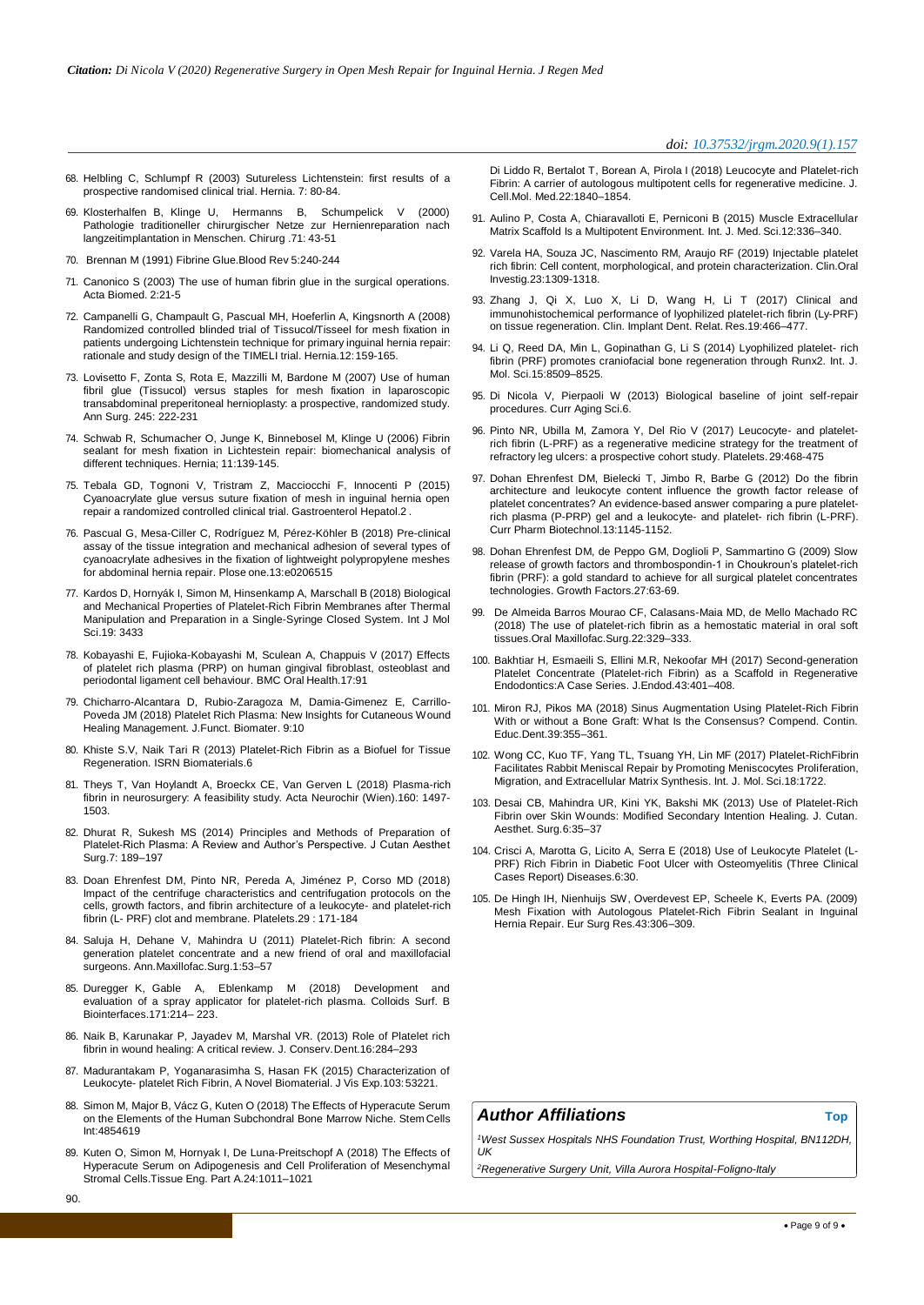68. Helbling C, Schlumpf R (2003) Sutureless Lichtenstein: first results of a prospective randomised clinical trial. Hernia. 7: 80-84.

69. Klosterhalfen B, Klinge U, Hermanns B, Schumpelick V (2000) Pathologie traditioneller chirurgischer Netze zur Hernienreparation nach langzeitimplantation in Menschen. Chirurg .71: 43-51

70. Brennan M (1991) Fibrine Glue.Blood Rev 5:240-244

71. Canonico S (2003) The use of human fibrin glue in the surgical operations. Acta Biomed. 2:21-5

72. Campanelli G, Champault G, Pascual MH, Hoeferlin A, Kingsnorth A (2008) Randomized controlled blinded trial of Tissucol/Tisseel for mesh fixation in patients undergoing Lichtenstein technique for primary inguinal hernia repair: rationale and study design of the TIMELI trial. Hernia.12:159-165.

73. Lovisetto F, Zonta S, Rota E, Mazzilli M, Bardone M (2007) Use of human fibril glue (Tissucol) versus staples for mesh fixation in laparoscopic transabdominal preperitoneal hernioplasty: a prospective, randomized study. Ann Surg. 245: 222-231

74. Schwab R, Schumacher O, Junge K, Binnebosel M, Klinge U (2006) Fibrin sealant for mesh fixation in Lichtestein repair: biomechanical analysis of different techniques. Hernia; 11:139-145.

75. Tebala GD, Tognoni V, Tristram Z, Macciocchi F, Innocenti P (2015) Cyanoacrylate glue versus suture fixation of mesh in inguinal hernia open repair a randomized controlled clinical trial. Gastroenterol Hepatol.2 .

76. Pascual G, Mesa-Ciller C, Rodríguez M, Pérez-Köhler B (2018) Pre-clinical assay of the tissue integration and mechanical adhesion of several types of cyanoacrylate adhesives in the fixation of lightweight polypropylene meshes for abdominal hernia repair. Plose one.13:e0206515

77. Kardos D, Hornyák I, Simon M, Hinsenkamp A, Marschall B (2018) Biological and Mechanical Properties of Platelet-Rich Fibrin Membranes after Thermal Manipulation and Preparation in a Single-Syringe Closed System. Int J Mol Sci.19: 3433

78. Kobayashi E, Fujioka-Kobayashi M, Sculean A, Chappuis V (2017) Effects of platelet rich plasma (PRP) on human gingival fibroblast, osteoblast and periodontal ligament cell behaviour. BMC Oral Health.17:91

79. Chicharro-Alcantara D, Rubio-Zaragoza M, Damia-Gimenez E, Carrillo-Poveda JM (2018) Platelet Rich Plasma: New Insights for Cutaneous Wound Healing Management. J.Funct. Biomater. 9:10

80. Khiste S.V, Naik Tari R (2013) Platelet-Rich Fibrin as a Biofuel for Tissue Regeneration. ISRN Biomaterials.6

81. Theys T, Van Hoylandt A, Broeckx CE, Van Gerven L (2018) Plasma-rich fibrin in neurosurgery: A feasibility study. Acta Neurochir (Wien).160: 1497-1503.

82. Dhurat R, Sukesh MS (2014) Principles and Methods of Preparation of Platelet-Rich Plasma: A Review and Author's Perspective. J Cutan Aesthet Surg.7: 189–197

83. Doan Ehrenfest DM, Pinto NR, Pereda A, Jiménez P, Corso MD (2018) Impact of the centrifuge characteristics and centrifugation protocols on the cells, growth factors, and fibrin architecture of a leukocyte- and platelet-rich fibrin (L- PRF) clot and membrane. Platelets.29 : 171-184

84. Saluja H, Dehane V, Mahindra U (2011) Platelet-Rich fibrin: A second generation platelet concentrate and a new friend of oral and maxillofacial surgeons. Ann.Maxillofac.Surg.1:53–57

85. Duregger K, Gable A, Eblenkamp M (2018) Development and evaluation of a spray applicator for platelet-rich plasma. Colloids Surf. B Biointerfaces.171:214– 223.

86. Naik B, Karunakar P, Jayadev M, Marshal VR. (2013) Role of Platelet rich fibrin in wound healing: A critical review. J. Conserv.Dent.16:284–293

87. Madurantakam P, Yoganarasimha S, Hasan FK (2015) Characterization of Leukocyte- platelet Rich Fibrin, A Novel Biomaterial. J Vis Exp.103:53221.

88. Simon M, Major B, Vácz G, Kuten O (2018) The Effects of Hyperacute Serum on the Elements of the Human Subchondral Bone Marrow Niche. Stem Cells Int:4854619

89. Kuten O, Simon M, Hornyak I, De Luna-Preitschopf A (2018) The Effects of Hyperacute Serum on Adipogenesis and Cell Proliferation of Mesenchymal Stromal Cells.Tissue Eng. Part A.24:1011–1021

90. Di Liddo R, Bertalot T, Borean A, Pirola I (2018) Leucocyte and Platelet-rich Fibrin: A carrier of autologous multipotent cells for regenerative medicine. J. Cell.Mol. Med.22:1840–1854.

91. Aulino P, Costa A, Chiaravalloti E, Perniconi B (2015) Muscle Extracellular Matrix Scaffold Is a Multipotent Environment. Int. J. Med. Sci.12:336–340.

92. Varela HA, Souza JC, Nascimento RM, Araujo RF (2019) Injectable platelet rich fibrin: Cell content, morphological, and protein characterization. Clin.Oral Investig.23:1309-1318.

93. Zhang J, Qi X, Luo X, Li D, Wang H, Li T (2017) Clinical and immunohistochemical performance of lyophilized platelet-rich fibrin (Ly-PRF) on tissue regeneration. Clin. Implant Dent. Relat. Res.19:466–477.

94. Li Q, Reed DA, Min L, Gopinathan G, Li S (2014) Lyophilized platelet- rich fibrin (PRF) promotes craniofacial bone regeneration through Runx2. Int. J. Mol. Sci.15:8509–8525.

95. Di Nicola V, Pierpaoli W (2013) Biological baseline of joint self-repair procedures. Curr Aging Sci.6.

96. Pinto NR, Ubilla M, Zamora Y, Del Rio V (2017) Leucocyte- and platelet-rich fibrin (L-PRF) as a regenerative medicine strategy for the treatment of refractory leg ulcers: a prospective cohort study. Platelets. 29:468-475

97. Dohan Ehrenfest DM, Bielecki T, Jimbo R, Barbe G (2012) Do the fibrin architecture and leukocyte content influence the growth factor release of platelet concentrates? An evidence-based answer comparing a pure platelet-rich plasma (P-PRP) gel and a leukocyte- and platelet- rich fibrin (L-PRF). Curr Pharm Biotechnol.13:1145-1152.

98. Dohan Ehrenfest DM, de Peppo GM, Doglioli P, Sammartino G (2009) Slow release of growth factors and thrombospondin-1 in Choukroun's platelet-rich fibrin (PRF): a gold standard to achieve for all surgical platelet concentrates technologies. Growth Factors.27:63-69.

99. De Almeida Barros Mourao CF, Calasans-Maia MD, de Mello Machado RC (2018) The use of platelet-rich fibrin as a hemostatic material in oral soft tissues.Oral Maxillofac.Surg.22:329–333.

100. Bakhtiar H, Esmaeili S, Ellini M.R, Nekoofar MH (2017) Second-generation Platelet Concentrate (Platelet-rich Fibrin) as a Scaffold in Regenerative Endodontics:A Case Series. J.Endod.43:401–408.

101. Miron RJ, Pikos MA (2018) Sinus Augmentation Using Platelet-Rich Fibrin With or without a Bone Graft: What Is the Consensus? Compend. Contin. Educ.Dent.39:355–361.

102. Wong CC, Kuo TF, Yang TL, Tsuang YH, Lin MF (2017) Platelet-RichFibrin Facilitates Rabbit Meniscal Repair by Promoting Meniscocytes Proliferation, Migration, and Extracellular Matrix Synthesis. Int. J. Mol. Sci.18:1722.

103. Desai CB, Mahindra UR, Kini YK, Bakshi MK (2013) Use of Platelet-Rich Fibrin over Skin Wounds: Modified Secondary Intention Healing. J. Cutan. Aesthet. Surg.6:35–37

104. Crisci A, Marotta G, Licito A, Serra E (2018) Use of Leukocyte Platelet (L-PRF) Rich Fibrin in Diabetic Foot Ulcer with Osteomyelitis (Three Clinical Cases Report) Diseases.6:30.

105. De Hingh IH, Nienhuijs SW, Overdevest EP, Scheele K, Everts PA. (2009) Mesh Fixation with Autologous Platelet-Rich Fibrin Sealant in Inguinal Hernia Repair. Eur Surg Res.43:306–309.

## Author Affiliations

[1]*West Sussex Hospitals NHS Foundation Trust, Worthing Hospital, BN112DH, UK*

[2]*Regenerative Surgery Unit, Villa Aurora Hospital-Foligno-Italy*